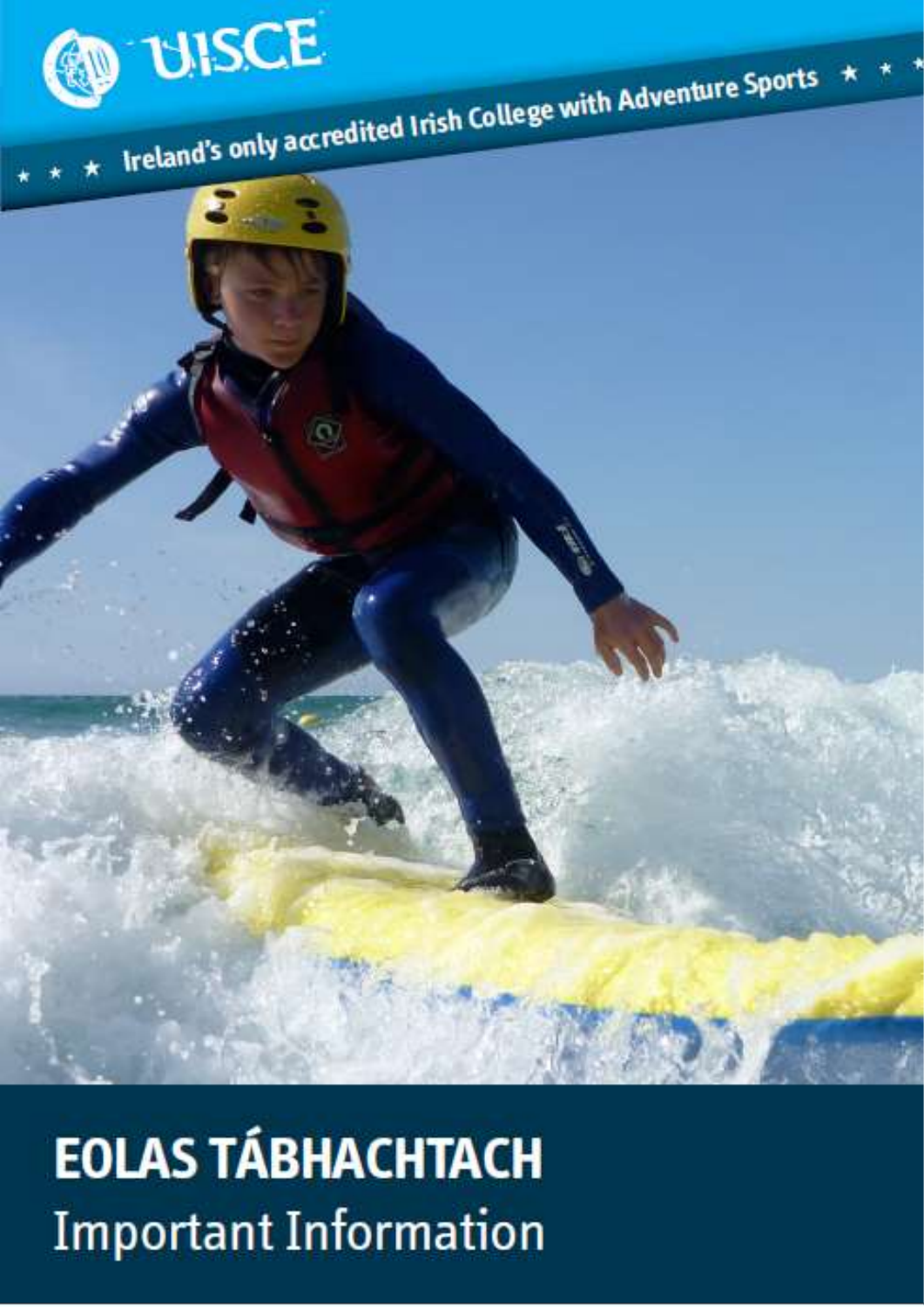UISCE

★ ★ ★ Ireland's only accredited Irish College with Adventure Sports ★ ★ ★

# EOLAS TÁBHACHTACH

## Important Information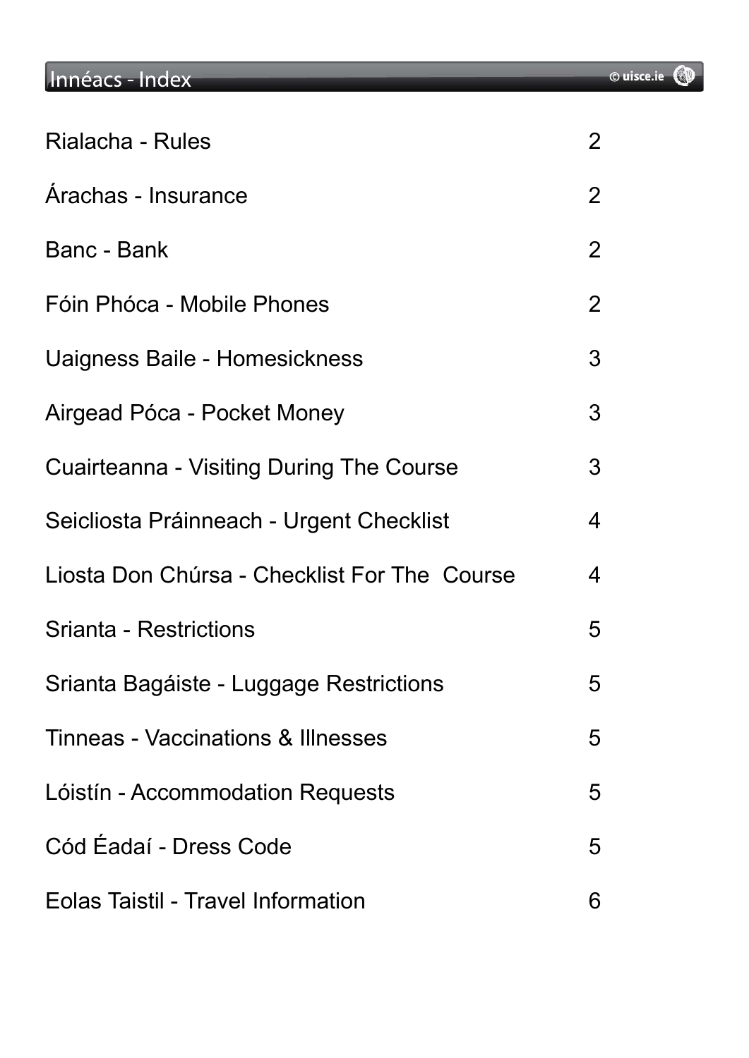# Innéacs - Index

| | |
|---|---|
| Rialacha - Rules | 2 |
| Árachas - Insurance | 2 |
| Banc - Bank | 2 |
| Fóin Phóca - Mobile Phones | 2 |
| Uaigness Baile - Homesickness | 3 |
| Airgead Póca - Pocket Money | 3 |
| Cuairteanna - Visiting During The Course | 3 |
| Seicliosta Práinneach - Urgent Checklist | 4 |
| Liosta Don Chúrsa - Checklist For The Course | 4 |
| Srianta - Restrictions | 5 |
| Srianta Bagáiste - Luggage Restrictions | 5 |
| Tinneas - Vaccinations & Illnesses | 5 |
| Lóistín - Accommodation Requests | 5 |
| Cód Éadaí - Dress Code | 5 |
| Eolas Taistil - Travel Information | 6 |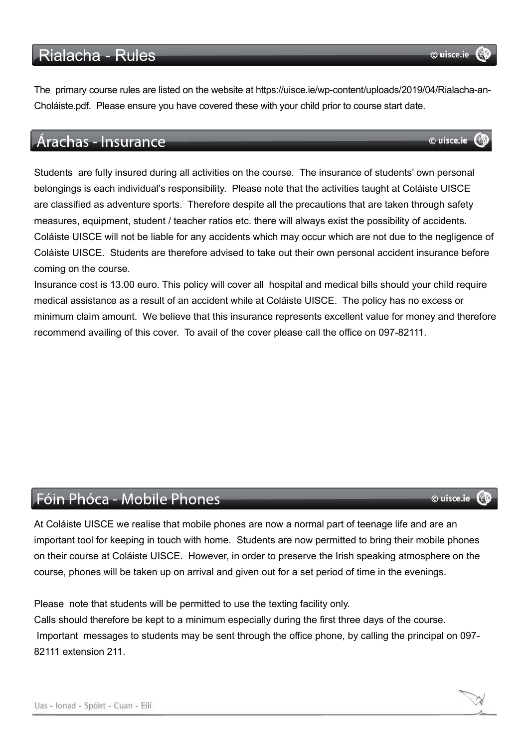## Rialacha - Rules

The primary course rules are listed on the website at https://uisce.ie/wp-content/uploads/2019/04/Rialacha-an-Choláiste.pdf. Please ensure you have covered these with your child prior to course start date.

## Árachas - Insurance

Students are fully insured during all activities on the course. The insurance of students' own personal belongings is each individual's responsibility. Please note that the activities taught at Coláiste UISCE are classified as adventure sports. Therefore despite all the precautions that are taken through safety measures, equipment, student / teacher ratios etc. there will always exist the possibility of accidents. Coláiste UISCE will not be liable for any accidents which may occur which are not due to the negligence of Coláiste UISCE. Students are therefore advised to take out their own personal accident insurance before coming on the course.

Insurance cost is 13.00 euro. This policy will cover all hospital and medical bills should your child require medical assistance as a result of an accident while at Coláiste UISCE. The policy has no excess or minimum claim amount. We believe that this insurance represents excellent value for money and therefore recommend availing of this cover. To avail of the cover please call the office on 097-82111.

## Fóin Phóca - Mobile Phones

At Coláiste UISCE we realise that mobile phones are now a normal part of teenage life and are an important tool for keeping in touch with home. Students are now permitted to bring their mobile phones on their course at Coláiste UISCE. However, in order to preserve the Irish speaking atmosphere on the course, phones will be taken up on arrival and given out for a set period of time in the evenings.

Please note that students will be permitted to use the texting facility only.
Calls should therefore be kept to a minimum especially during the first three days of the course.
Important messages to students may be sent through the office phone, by calling the principal on 097-82111 extension 211.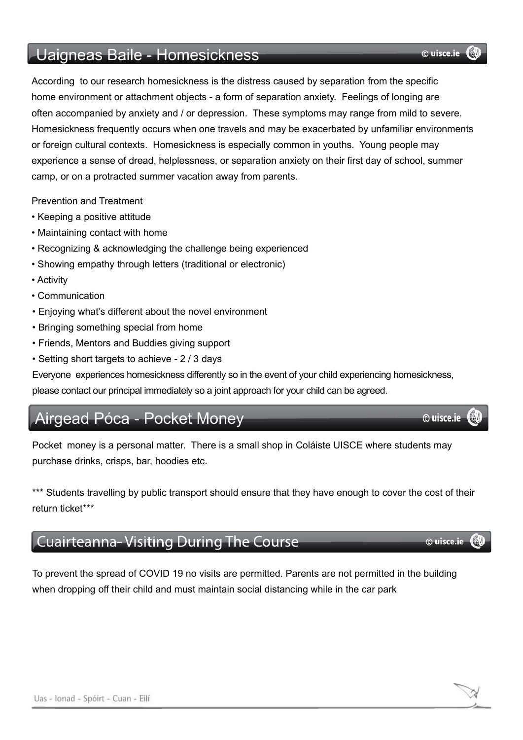## Uaigneas Baile - Homesickness

According to our research homesickness is the distress caused by separation from the specific home environment or attachment objects - a form of separation anxiety. Feelings of longing are often accompanied by anxiety and / or depression. These symptoms may range from mild to severe. Homesickness frequently occurs when one travels and may be exacerbated by unfamiliar environments or foreign cultural contexts. Homesickness is especially common in youths. Young people may experience a sense of dread, helplessness, or separation anxiety on their first day of school, summer camp, or on a protracted summer vacation away from parents.

Prevention and Treatment

- Keeping a positive attitude
- Maintaining contact with home
- Recognizing & acknowledging the challenge being experienced
- Showing empathy through letters (traditional or electronic)
- Activity
- Communication
- Enjoying what's different about the novel environment
- Bringing something special from home
- Friends, Mentors and Buddies giving support
- Setting short targets to achieve - 2 / 3 days

Everyone experiences homesickness differently so in the event of your child experiencing homesickness, please contact our principal immediately so a joint approach for your child can be agreed.

## Airgead Póca - Pocket Money

Pocket money is a personal matter. There is a small shop in Coláiste UISCE where students may purchase drinks, crisps, bar, hoodies etc.

*** Students travelling by public transport should ensure that they have enough to cover the cost of their return ticket***

## Cuairteanna- Visiting During The Course

To prevent the spread of COVID 19 no visits are permitted. Parents are not permitted in the building when dropping off their child and must maintain social distancing while in the car park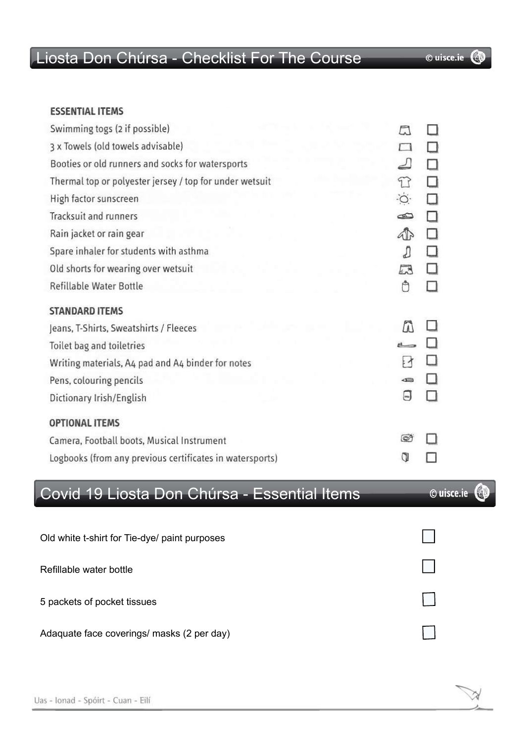## Liosta Don Chúrsa - Checklist For The Course

© uisce.ie

### ESSENTIAL ITEMS

- [ ] Swimming togs (2 if possible)
- [ ] 3 x Towels (old towels advisable)
- [ ] Booties or old runners and socks for watersports
- [ ] Thermal top or polyester jersey / top for under wetsuit
- [ ] High factor sunscreen
- [ ] Tracksuit and runners
- [ ] Rain jacket or rain gear
- [ ] Spare inhaler for students with asthma
- [ ] Old shorts for wearing over wetsuit
- [ ] Refillable Water Bottle

### STANDARD ITEMS

- [ ] Jeans, T-Shirts, Sweatshirts / Fleeces
- [ ] Toilet bag and toiletries
- [ ] Writing materials, A4 pad and A4 binder for notes
- [ ] Pens, colouring pencils
- [ ] Dictionary Irish/English

### OPTIONAL ITEMS

- [ ] Camera, Football boots, Musical Instrument
- [ ] Logbooks (from any previous certificates in watersports)

## Covid 19 Liosta Don Chúrsa - Essential Items

© uisce.ie

- [ ] Old white t-shirt for Tie-dye/ paint purposes
- [ ] Refillable water bottle
- [ ] 5 packets of pocket tissues
- [ ] Adaquate face coverings/ masks (2 per day)

Uas - Ionad - Spóirt - Cuan - Eilí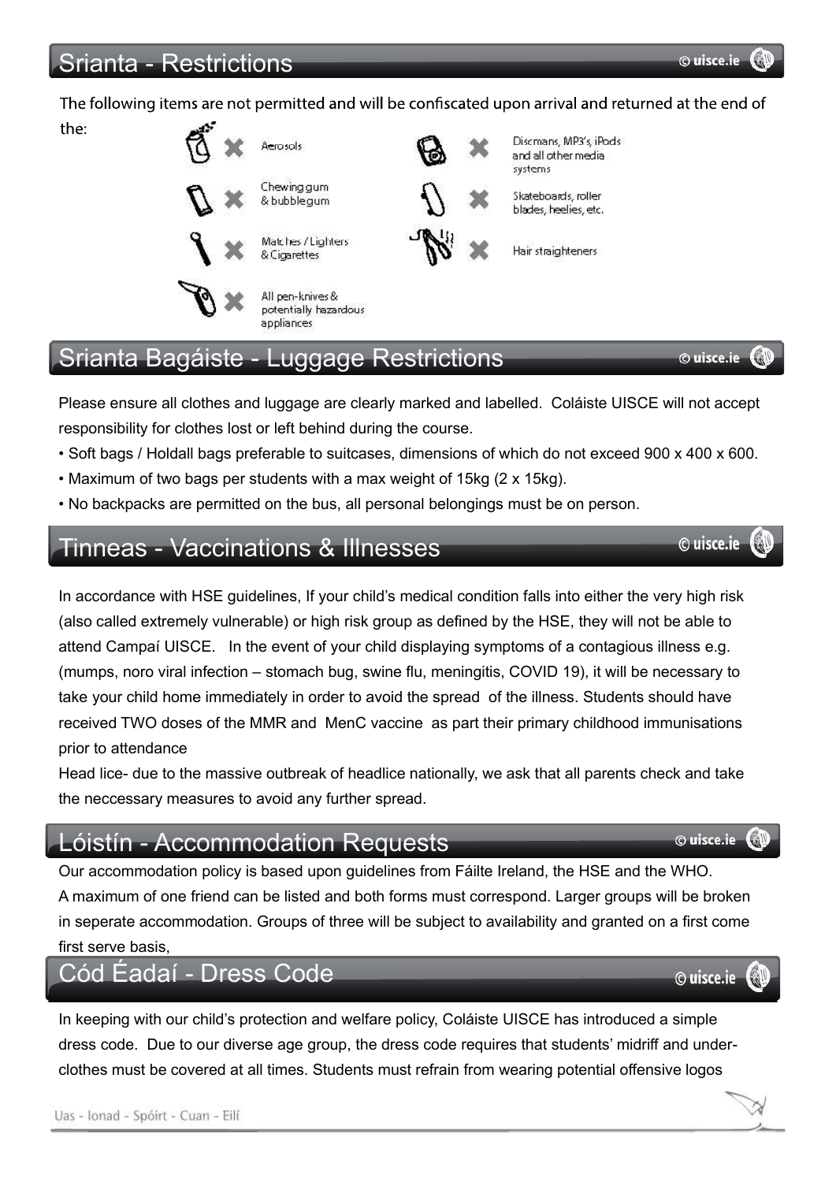## Srianta - Restrictions

The following items are not permitted and will be confiscated upon arrival and returned at the end of the:

- Aerosols
- Chewing gum & bubblegum
- Matches / Lighters & Cigarettes
- All pen-knives & potentially hazardous appliances
- Discmans, MP3's, iPods and all other media systems
- Skateboards, roller blades, heelies, etc.
- Hair straighteners

## Srianta Bagáiste - Luggage Restrictions

Please ensure all clothes and luggage are clearly marked and labelled. Coláiste UISCE will not accept responsibility for clothes lost or left behind during the course.

- Soft bags / Holdall bags preferable to suitcases, dimensions of which do not exceed 900 x 400 x 600.
- Maximum of two bags per students with a max weight of 15kg (2 x 15kg).
- No backpacks are permitted on the bus, all personal belongings must be on person.

## Tinneas - Vaccinations & Illnesses

In accordance with HSE guidelines, If your child's medical condition falls into either the very high risk (also called extremely vulnerable) or high risk group as defined by the HSE, they will not be able to attend Campaí UISCE. In the event of your child displaying symptoms of a contagious illness e.g. (mumps, noro viral infection – stomach bug, swine flu, meningitis, COVID 19), it will be necessary to take your child home immediately in order to avoid the spread of the illness. Students should have received TWO doses of the MMR and MenC vaccine as part their primary childhood immunisations prior to attendance

Head lice- due to the massive outbreak of headlice nationally, we ask that all parents check and take the neccessary measures to avoid any further spread.

## Lóistín - Accommodation Requests

Our accommodation policy is based upon guidelines from Fáilte Ireland, the HSE and the WHO. A maximum of one friend can be listed and both forms must correspond. Larger groups will be broken in seperate accommodation. Groups of three will be subject to availability and granted on a first come first serve basis,

## Cód Éadaí - Dress Code

In keeping with our child's protection and welfare policy, Coláiste UISCE has introduced a simple dress code. Due to our diverse age group, the dress code requires that students' midriff and under-clothes must be covered at all times. Students must refrain from wearing potential offensive logos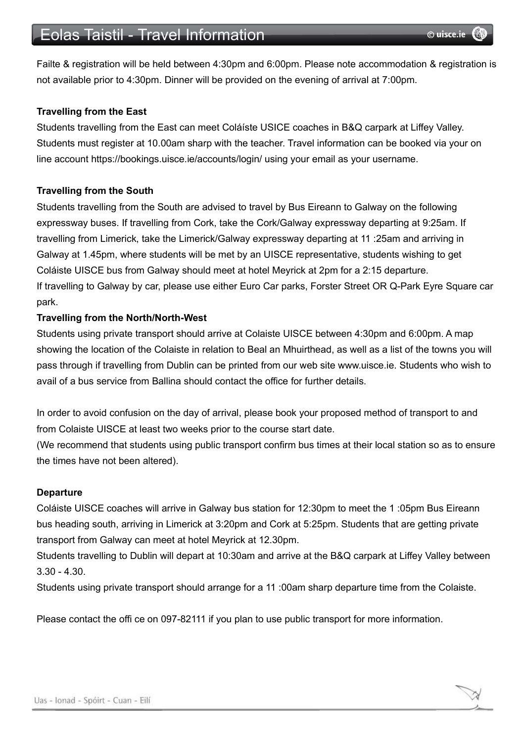# Eolas Taistil - Travel Information

Failte & registration will be held between 4:30pm and 6:00pm. Please note accommodation & registration is not available prior to 4:30pm. Dinner will be provided on the evening of arrival at 7:00pm.

**Travelling from the East**

Students travelling from the East can meet Coláíste USICE coaches in B&Q carpark at Liffey Valley. Students must register at 10.00am sharp with the teacher. Travel information can be booked via your on line account https://bookings.uisce.ie/accounts/login/ using your email as your username.

**Travelling from the South**

Students travelling from the South are advised to travel by Bus Eireann to Galway on the following expressway buses. If travelling from Cork, take the Cork/Galway expressway departing at 9:25am. If travelling from Limerick, take the Limerick/Galway expressway departing at 11 :25am and arriving in Galway at 1.45pm, where students will be met by an UISCE representative, students wishing to get Coláiste UISCE bus from Galway should meet at hotel Meyrick at 2pm for a 2:15 departure.

If travelling to Galway by car, please use either Euro Car parks, Forster Street OR Q-Park Eyre Square car park.

**Travelling from the North/North-West**

Students using private transport should arrive at Colaiste UISCE between 4:30pm and 6:00pm. A map showing the location of the Colaiste in relation to Beal an Mhuirthead, as well as a list of the towns you will pass through if travelling from Dublin can be printed from our web site www.uisce.ie. Students who wish to avail of a bus service from Ballina should contact the office for further details.

In order to avoid confusion on the day of arrival, please book your proposed method of transport to and from Colaiste UISCE at least two weeks prior to the course start date.

(We recommend that students using public transport confirm bus times at their local station so as to ensure the times have not been altered).

**Departure**

Coláiste UISCE coaches will arrive in Galway bus station for 12:30pm to meet the 1 :05pm Bus Eireann bus heading south, arriving in Limerick at 3:20pm and Cork at 5:25pm. Students that are getting private transport from Galway can meet at hotel Meyrick at 12.30pm.

Students travelling to Dublin will depart at 10:30am and arrive at the B&Q carpark at Liffey Valley between 3.30 - 4.30.

Students using private transport should arrange for a 11 :00am sharp departure time from the Colaiste.

Please contact the offi ce on 097-82111 if you plan to use public transport for more information.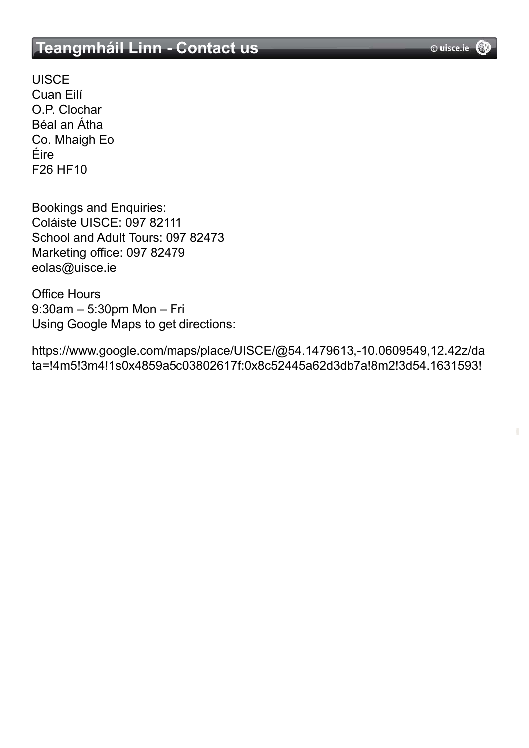## Teangmháil Linn - Contact us

UISCE
Cuan Eilí
O.P. Clochar
Béal an Átha
Co. Mhaigh Eo
Éire
F26 HF10

Bookings and Enquiries:
Coláiste UISCE: 097 82111
School and Adult Tours: 097 82473
Marketing office: 097 82479
eolas@uisce.ie

Office Hours
9:30am – 5:30pm Mon – Fri
Using Google Maps to get directions:

https://www.google.com/maps/place/UISCE/@54.1479613,-10.0609549,12.42z/data=!4m5!3m4!1s0x4859a5c03802617f:0x8c52445a62d3db7a!8m2!3d54.1631593!